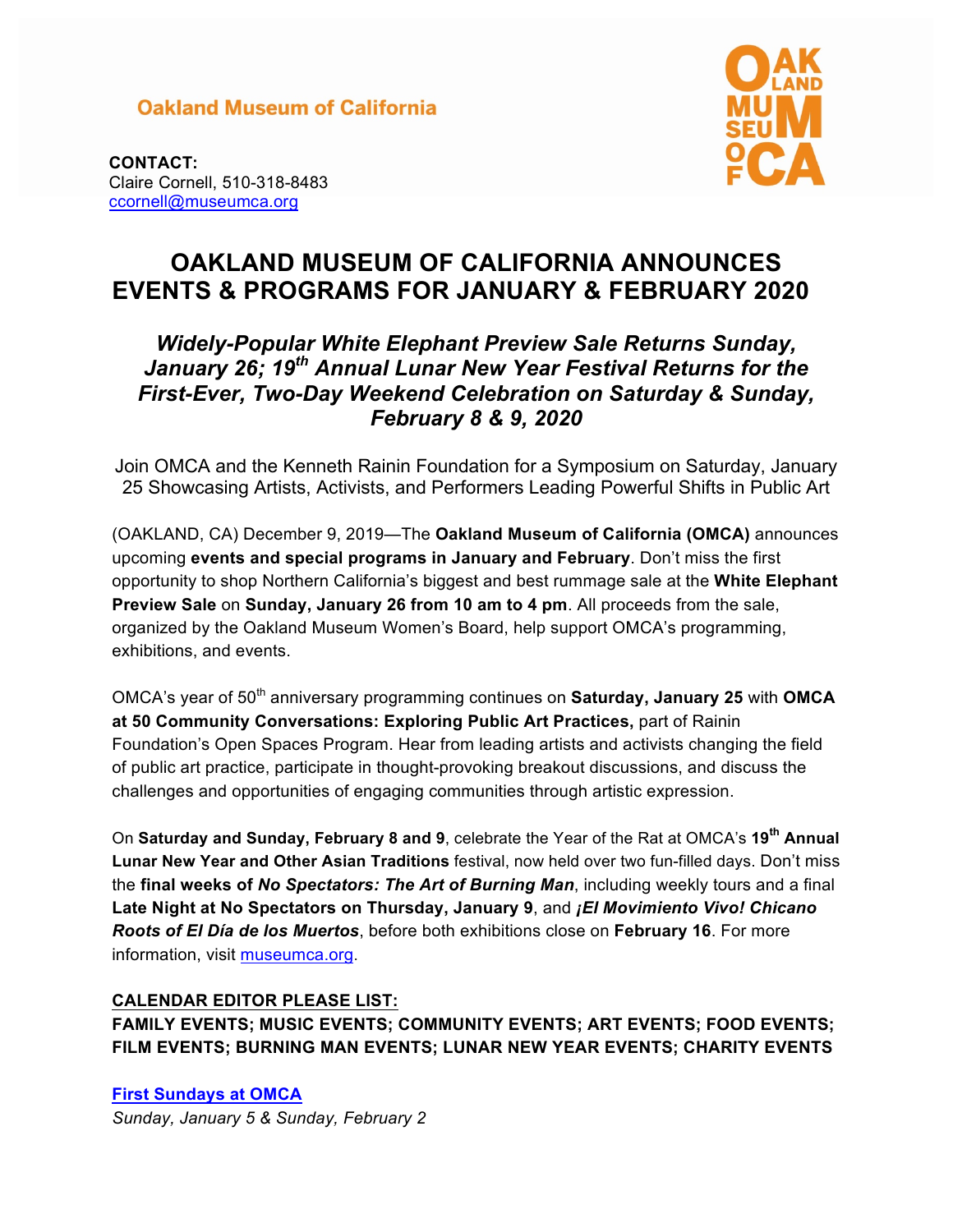**Oakland Museum of California**

**CONTACT:**
Claire Cornell, 510-318-8483
ccornell@museumca.org

# OAKLAND MUSEUM OF CALIFORNIA ANNOUNCES EVENTS & PROGRAMS FOR JANUARY & FEBRUARY 2020

## *Widely-Popular White Elephant Preview Sale Returns Sunday, January 26; 19th Annual Lunar New Year Festival Returns for the First-Ever, Two-Day Weekend Celebration on Saturday & Sunday, February 8 & 9, 2020*

Join OMCA and the Kenneth Rainin Foundation for a Symposium on Saturday, January 25 Showcasing Artists, Activists, and Performers Leading Powerful Shifts in Public Art

(OAKLAND, CA) December 9, 2019—The **Oakland Museum of California (OMCA)** announces upcoming **events and special programs in January and February**. Don't miss the first opportunity to shop Northern California's biggest and best rummage sale at the **White Elephant Preview Sale** on **Sunday, January 26 from 10 am to 4 pm**. All proceeds from the sale, organized by the Oakland Museum Women's Board, help support OMCA's programming, exhibitions, and events.

OMCA's year of 50th anniversary programming continues on **Saturday, January 25** with **OMCA at 50 Community Conversations: Exploring Public Art Practices,** part of Rainin Foundation's Open Spaces Program. Hear from leading artists and activists changing the field of public art practice, participate in thought-provoking breakout discussions, and discuss the challenges and opportunities of engaging communities through artistic expression.

On **Saturday and Sunday, February 8 and 9**, celebrate the Year of the Rat at OMCA's **19th Annual Lunar New Year and Other Asian Traditions** festival, now held over two fun-filled days. Don't miss the **final weeks of *No Spectators: The Art of Burning Man***, including weekly tours and a final **Late Night at No Spectators on Thursday, January 9**, and ***¡El Movimiento Vivo! Chicano Roots of El Día de los Muertos***, before both exhibitions close on **February 16**. For more information, visit museumca.org.

**CALENDAR EDITOR PLEASE LIST:**
**FAMILY EVENTS; MUSIC EVENTS; COMMUNITY EVENTS; ART EVENTS; FOOD EVENTS; FILM EVENTS; BURNING MAN EVENTS; LUNAR NEW YEAR EVENTS; CHARITY EVENTS**

**First Sundays at OMCA**
*Sunday, January 5 & Sunday, February 2*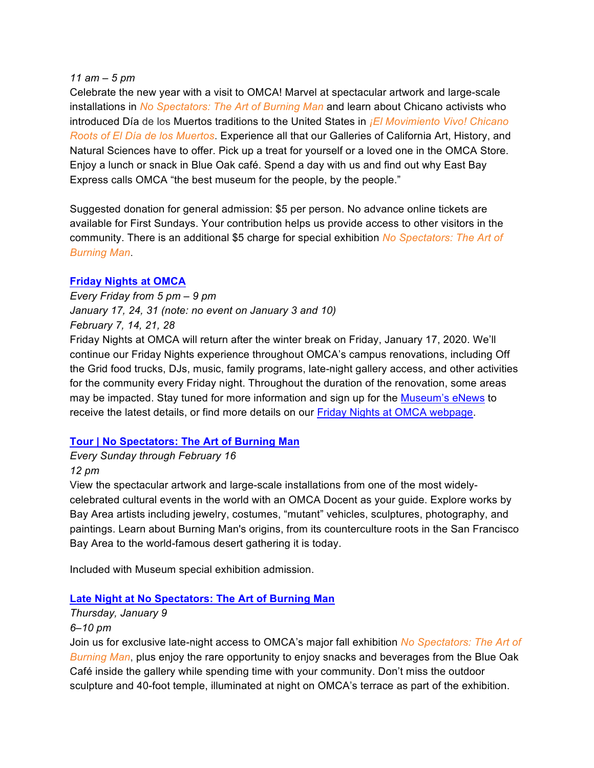*11 am – 5 pm*

Celebrate the new year with a visit to OMCA! Marvel at spectacular artwork and large-scale installations in *No Spectators: The Art of Burning Man* and learn about Chicano activists who introduced Día de los Muertos traditions to the United States in *¡El Movimiento Vivo! Chicano Roots of El Día de los Muertos*. Experience all that our Galleries of California Art, History, and Natural Sciences have to offer. Pick up a treat for yourself or a loved one in the OMCA Store. Enjoy a lunch or snack in Blue Oak café. Spend a day with us and find out why East Bay Express calls OMCA "the best museum for the people, by the people."

Suggested donation for general admission: $5 per person. No advance online tickets are available for First Sundays. Your contribution helps us provide access to other visitors in the community. There is an additional $5 charge for special exhibition *No Spectators: The Art of Burning Man*.

### Friday Nights at OMCA

*Every Friday from 5 pm – 9 pm*
*January 17, 24, 31 (note: no event on January 3 and 10)*
*February 7, 14, 21, 28*

Friday Nights at OMCA will return after the winter break on Friday, January 17, 2020. We'll continue our Friday Nights experience throughout OMCA's campus renovations, including Off the Grid food trucks, DJs, music, family programs, late-night gallery access, and other activities for the community every Friday night. Throughout the duration of the renovation, some areas may be impacted. Stay tuned for more information and sign up for the Museum's eNews to receive the latest details, or find more details on our Friday Nights at OMCA webpage.

### Tour | No Spectators: The Art of Burning Man

*Every Sunday through February 16*
*12 pm*

View the spectacular artwork and large-scale installations from one of the most widely-celebrated cultural events in the world with an OMCA Docent as your guide. Explore works by Bay Area artists including jewelry, costumes, "mutant" vehicles, sculptures, photography, and paintings. Learn about Burning Man's origins, from its counterculture roots in the San Francisco Bay Area to the world-famous desert gathering it is today.

Included with Museum special exhibition admission.

### Late Night at No Spectators: The Art of Burning Man

*Thursday, January 9*
*6–10 pm*

Join us for exclusive late-night access to OMCA's major fall exhibition *No Spectators: The Art of Burning Man*, plus enjoy the rare opportunity to enjoy snacks and beverages from the Blue Oak Café inside the gallery while spending time with your community. Don't miss the outdoor sculpture and 40-foot temple, illuminated at night on OMCA's terrace as part of the exhibition.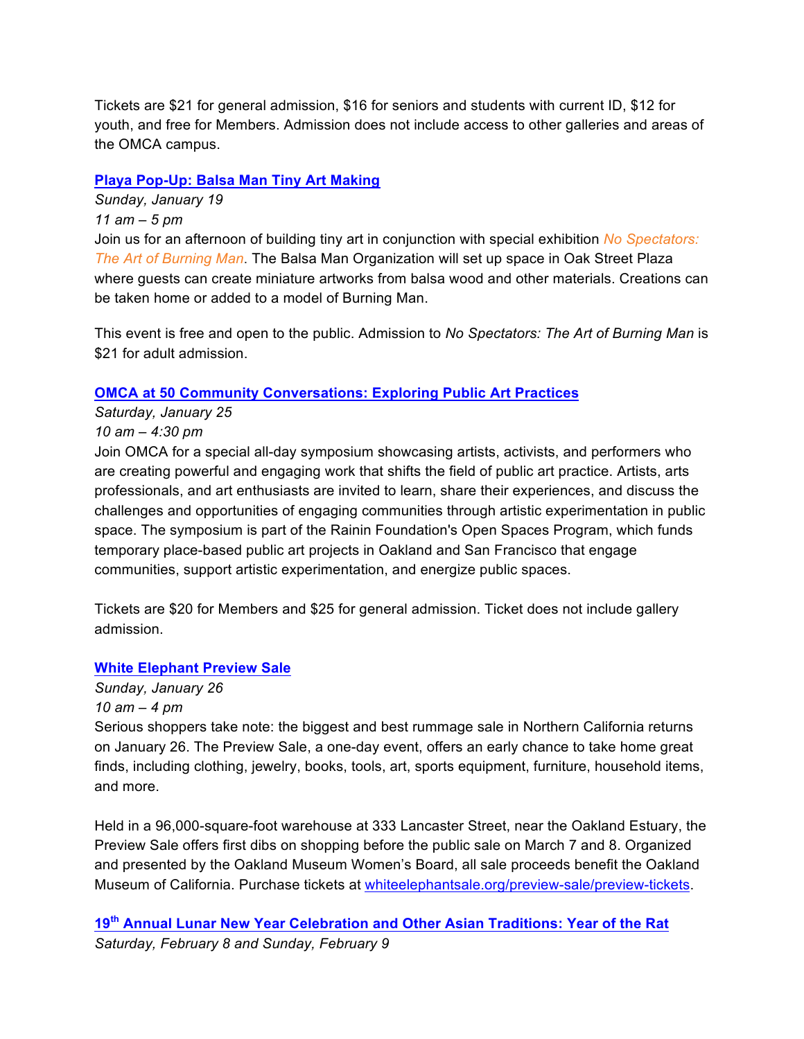Tickets are $21 for general admission, $16 for seniors and students with current ID, $12 for youth, and free for Members. Admission does not include access to other galleries and areas of the OMCA campus.

**Playa Pop-Up: Balsa Man Tiny Art Making**

*Sunday, January 19*

*11 am – 5 pm*

Join us for an afternoon of building tiny art in conjunction with special exhibition *No Spectators: The Art of Burning Man*. The Balsa Man Organization will set up space in Oak Street Plaza where guests can create miniature artworks from balsa wood and other materials. Creations can be taken home or added to a model of Burning Man.

This event is free and open to the public. Admission to *No Spectators: The Art of Burning Man* is $21 for adult admission.

**OMCA at 50 Community Conversations: Exploring Public Art Practices**

*Saturday, January 25*

*10 am – 4:30 pm*

Join OMCA for a special all-day symposium showcasing artists, activists, and performers who are creating powerful and engaging work that shifts the field of public art practice. Artists, arts professionals, and art enthusiasts are invited to learn, share their experiences, and discuss the challenges and opportunities of engaging communities through artistic experimentation in public space. The symposium is part of the Rainin Foundation's Open Spaces Program, which funds temporary place-based public art projects in Oakland and San Francisco that engage communities, support artistic experimentation, and energize public spaces.

Tickets are $20 for Members and $25 for general admission. Ticket does not include gallery admission.

**White Elephant Preview Sale**

*Sunday, January 26*

*10 am – 4 pm*

Serious shoppers take note: the biggest and best rummage sale in Northern California returns on January 26. The Preview Sale, a one-day event, offers an early chance to take home great finds, including clothing, jewelry, books, tools, art, sports equipment, furniture, household items, and more.

Held in a 96,000-square-foot warehouse at 333 Lancaster Street, near the Oakland Estuary, the Preview Sale offers first dibs on shopping before the public sale on March 7 and 8. Organized and presented by the Oakland Museum Women's Board, all sale proceeds benefit the Oakland Museum of California. Purchase tickets at whiteelephantsale.org/preview-sale/preview-tickets.

**19th Annual Lunar New Year Celebration and Other Asian Traditions: Year of the Rat**

*Saturday, February 8 and Sunday, February 9*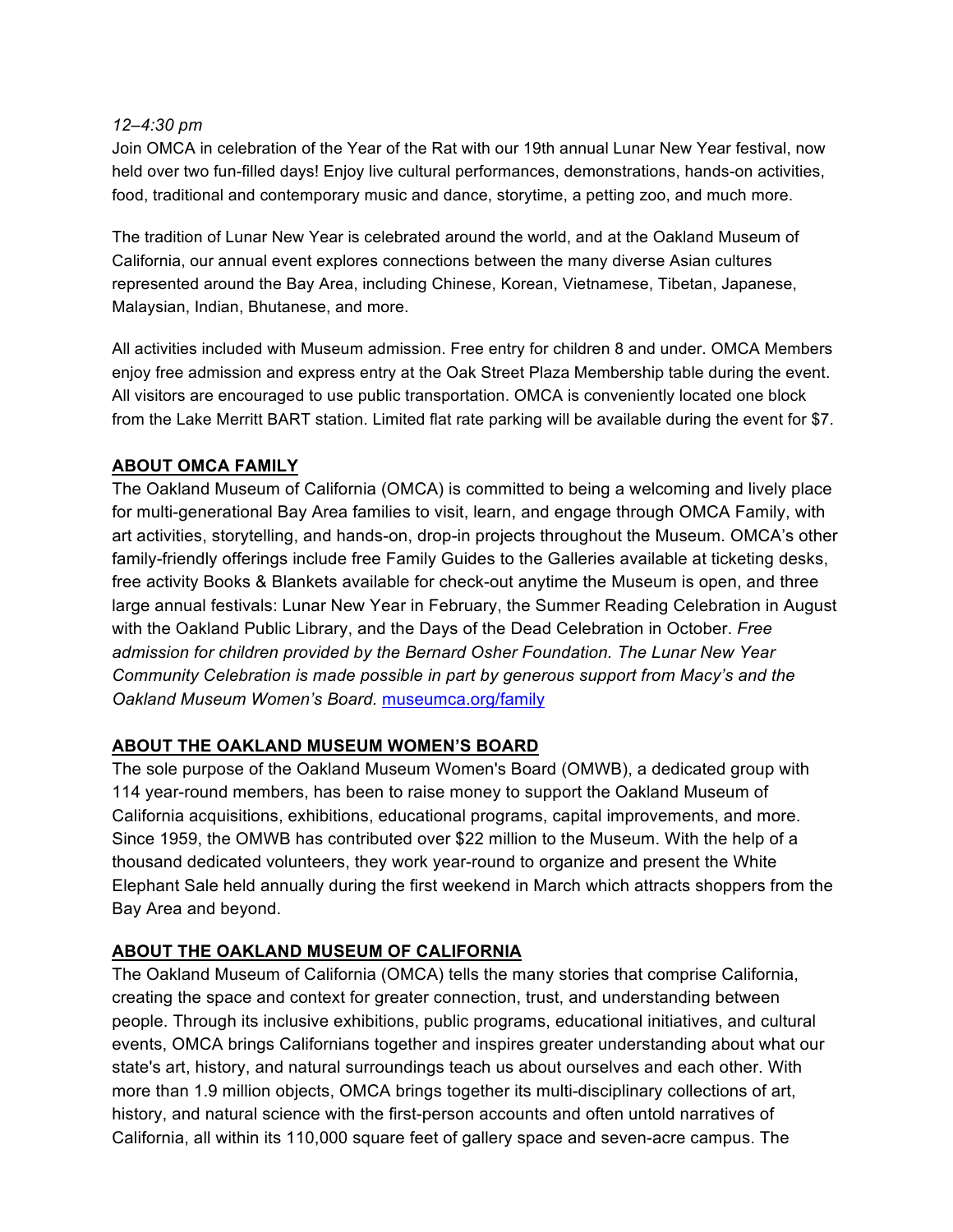*12–4:30 pm*

Join OMCA in celebration of the Year of the Rat with our 19th annual Lunar New Year festival, now held over two fun-filled days! Enjoy live cultural performances, demonstrations, hands-on activities, food, traditional and contemporary music and dance, storytime, a petting zoo, and much more.

The tradition of Lunar New Year is celebrated around the world, and at the Oakland Museum of California, our annual event explores connections between the many diverse Asian cultures represented around the Bay Area, including Chinese, Korean, Vietnamese, Tibetan, Japanese, Malaysian, Indian, Bhutanese, and more.

All activities included with Museum admission. Free entry for children 8 and under. OMCA Members enjoy free admission and express entry at the Oak Street Plaza Membership table during the event. All visitors are encouraged to use public transportation. OMCA is conveniently located one block from the Lake Merritt BART station. Limited flat rate parking will be available during the event for $7.

## ABOUT OMCA FAMILY

The Oakland Museum of California (OMCA) is committed to being a welcoming and lively place for multi-generational Bay Area families to visit, learn, and engage through OMCA Family, with art activities, storytelling, and hands-on, drop-in projects throughout the Museum. OMCA's other family-friendly offerings include free Family Guides to the Galleries available at ticketing desks, free activity Books & Blankets available for check-out anytime the Museum is open, and three large annual festivals: Lunar New Year in February, the Summer Reading Celebration in August with the Oakland Public Library, and the Days of the Dead Celebration in October. *Free admission for children provided by the Bernard Osher Foundation. The Lunar New Year Community Celebration is made possible in part by generous support from Macy's and the Oakland Museum Women's Board.* [museumca.org/family](museumca.org/family)

## ABOUT THE OAKLAND MUSEUM WOMEN'S BOARD

The sole purpose of the Oakland Museum Women's Board (OMWB), a dedicated group with 114 year-round members, has been to raise money to support the Oakland Museum of California acquisitions, exhibitions, educational programs, capital improvements, and more. Since 1959, the OMWB has contributed over $22 million to the Museum. With the help of a thousand dedicated volunteers, they work year-round to organize and present the White Elephant Sale held annually during the first weekend in March which attracts shoppers from the Bay Area and beyond.

## ABOUT THE OAKLAND MUSEUM OF CALIFORNIA

The Oakland Museum of California (OMCA) tells the many stories that comprise California, creating the space and context for greater connection, trust, and understanding between people. Through its inclusive exhibitions, public programs, educational initiatives, and cultural events, OMCA brings Californians together and inspires greater understanding about what our state's art, history, and natural surroundings teach us about ourselves and each other. With more than 1.9 million objects, OMCA brings together its multi-disciplinary collections of art, history, and natural science with the first-person accounts and often untold narratives of California, all within its 110,000 square feet of gallery space and seven-acre campus. The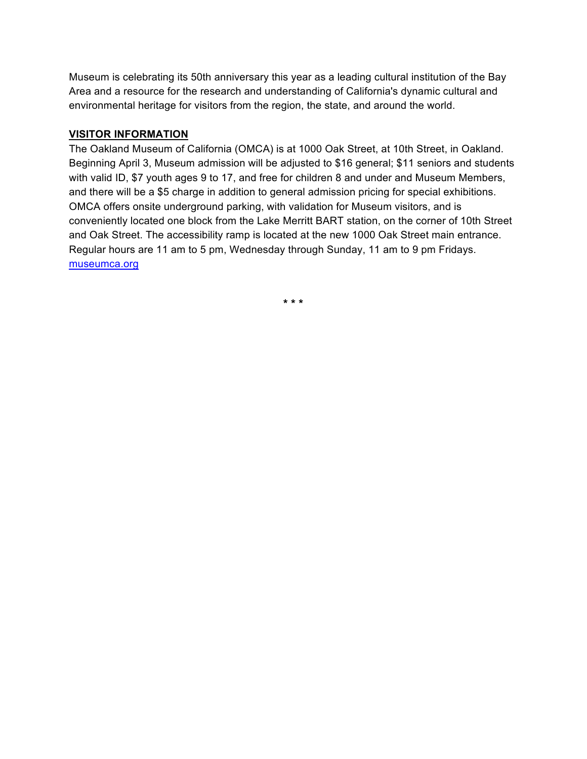Museum is celebrating its 50th anniversary this year as a leading cultural institution of the Bay Area and a resource for the research and understanding of California's dynamic cultural and environmental heritage for visitors from the region, the state, and around the world.

**VISITOR INFORMATION**

The Oakland Museum of California (OMCA) is at 1000 Oak Street, at 10th Street, in Oakland. Beginning April 3, Museum admission will be adjusted to $16 general; $11 seniors and students with valid ID, $7 youth ages 9 to 17, and free for children 8 and under and Museum Members, and there will be a $5 charge in addition to general admission pricing for special exhibitions. OMCA offers onsite underground parking, with validation for Museum visitors, and is conveniently located one block from the Lake Merritt BART station, on the corner of 10th Street and Oak Street. The accessibility ramp is located at the new 1000 Oak Street main entrance. Regular hours are 11 am to 5 pm, Wednesday through Sunday, 11 am to 9 pm Fridays. [museumca.org](http://museumca.org)

\* \* \*